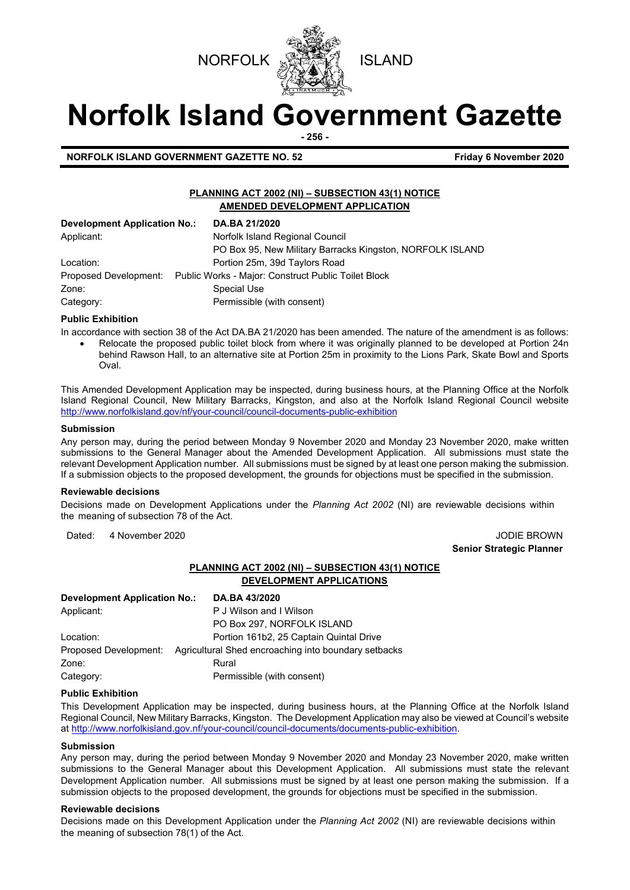NORFOLK ISLAND

# Norfolk Island Government Gazette

**NORFOLK ISLAND GOVERNMENT GAZETTE NO. 52** **Friday 6 November 2020**

## PLANNING ACT 2002 (NI) – SUBSECTION 43(1) NOTICE
## AMENDED DEVELOPMENT APPLICATION

| | |
|---|---|
| **Development Application No.:** | **DA.BA 21/2020** |
| Applicant: | Norfolk Island Regional Council<br>PO Box 95, New Military Barracks Kingston, NORFOLK ISLAND |
| Location: | Portion 25m, 39d Taylors Road |
| Proposed Development: | Public Works - Major: Construct Public Toilet Block |
| Zone: | Special Use |
| Category: | Permissible (with consent) |

**Public Exhibition**

In accordance with section 38 of the Act DA.BA 21/2020 has been amended. The nature of the amendment is as follows:

- Relocate the proposed public toilet block from where it was originally planned to be developed at Portion 24n behind Rawson Hall, to an alternative site at Portion 25m in proximity to the Lions Park, Skate Bowl and Sports Oval.

This Amended Development Application may be inspected, during business hours, at the Planning Office at the Norfolk Island Regional Council, New Military Barracks, Kingston, and also at the Norfolk Island Regional Council website http://www.norfolkisland.gov/nf/your-council/council-documents-public-exhibition

**Submission**

Any person may, during the period between Monday 9 November 2020 and Monday 23 November 2020, make written submissions to the General Manager about the Amended Development Application. All submissions must state the relevant Development Application number. All submissions must be signed by at least one person making the submission. If a submission objects to the proposed development, the grounds for objections must be specified in the submission.

**Reviewable decisions**

Decisions made on Development Applications under the *Planning Act 2002* (NI) are reviewable decisions within the meaning of subsection 78 of the Act.

Dated: 4 November 2020

JODIE BROWN
**Senior Strategic Planner**

## PLANNING ACT 2002 (NI) – SUBSECTION 43(1) NOTICE
## DEVELOPMENT APPLICATIONS

| | |
|---|---|
| **Development Application No.:** | **DA.BA 43/2020** |
| Applicant: | P J Wilson and I Wilson<br>PO Box 297, NORFOLK ISLAND |
| Location: | Portion 161b2, 25 Captain Quintal Drive |
| Proposed Development: | Agricultural Shed encroaching into boundary setbacks |
| Zone: | Rural |
| Category: | Permissible (with consent) |

**Public Exhibition**

This Development Application may be inspected, during business hours, at the Planning Office at the Norfolk Island Regional Council, New Military Barracks, Kingston. The Development Application may also be viewed at Council's website at http://www.norfolkisland.gov.nf/your-council/council-documents/documents-public-exhibition.

**Submission**

Any person may, during the period between Monday 9 November 2020 and Monday 23 November 2020, make written submissions to the General Manager about this Development Application. All submissions must state the relevant Development Application number. All submissions must be signed by at least one person making the submission. If a submission objects to the proposed development, the grounds for objections must be specified in the submission.

**Reviewable decisions**

Decisions made on this Development Application under the *Planning Act 2002* (NI) are reviewable decisions within the meaning of subsection 78(1) of the Act.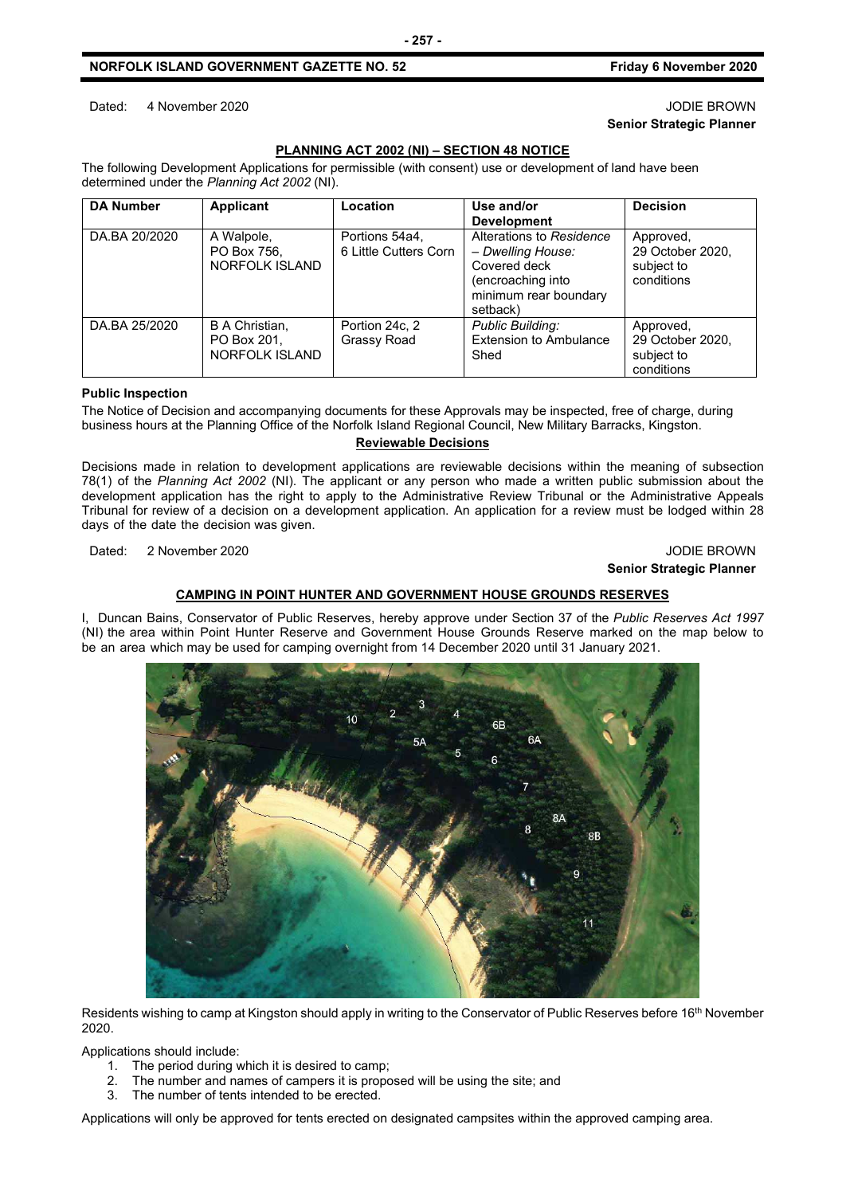Dated: 4 November 2020 JODIE BROWN

**Senior Strategic Planner**

**PLANNING ACT 2002 (NI) – SECTION 48 NOTICE**

The following Development Applications for permissible (with consent) use or development of land have been determined under the *Planning Act 2002* (NI).

| DA Number | Applicant | Location | Use and/or Development | Decision |
|---|---|---|---|---|
| DA.BA 20/2020 | A Walpole, PO Box 756, NORFOLK ISLAND | Portions 54a4, 6 Little Cutters Corn | Alterations to *Residence – Dwelling House:* Covered deck (encroaching into minimum rear boundary setback) | Approved, 29 October 2020, subject to conditions |
| DA.BA 25/2020 | B A Christian, PO Box 201, NORFOLK ISLAND | Portion 24c, 2 Grassy Road | *Public Building:* Extension to Ambulance Shed | Approved, 29 October 2020, subject to conditions |

**Public Inspection**

The Notice of Decision and accompanying documents for these Approvals may be inspected, free of charge, during business hours at the Planning Office of the Norfolk Island Regional Council, New Military Barracks, Kingston.

**Reviewable Decisions**

Decisions made in relation to development applications are reviewable decisions within the meaning of subsection 78(1) of the *Planning Act 2002* (NI). The applicant or any person who made a written public submission about the development application has the right to apply to the Administrative Review Tribunal or the Administrative Appeals Tribunal for review of a decision on a development application. An application for a review must be lodged within 28 days of the date the decision was given.

Dated: 2 November 2020 JODIE BROWN

**Senior Strategic Planner**

**CAMPING IN POINT HUNTER AND GOVERNMENT HOUSE GROUNDS RESERVES**

I, Duncan Bains, Conservator of Public Reserves, hereby approve under Section 37 of the *Public Reserves Act 1997* (NI) the area within Point Hunter Reserve and Government House Grounds Reserve marked on the map below to be an area which may be used for camping overnight from 14 December 2020 until 31 January 2021.

Residents wishing to camp at Kingston should apply in writing to the Conservator of Public Reserves before 16th November 2020.

Applications should include:

1. The period during which it is desired to camp;
2. The number and names of campers it is proposed will be using the site; and
3. The number of tents intended to be erected.

Applications will only be approved for tents erected on designated campsites within the approved camping area.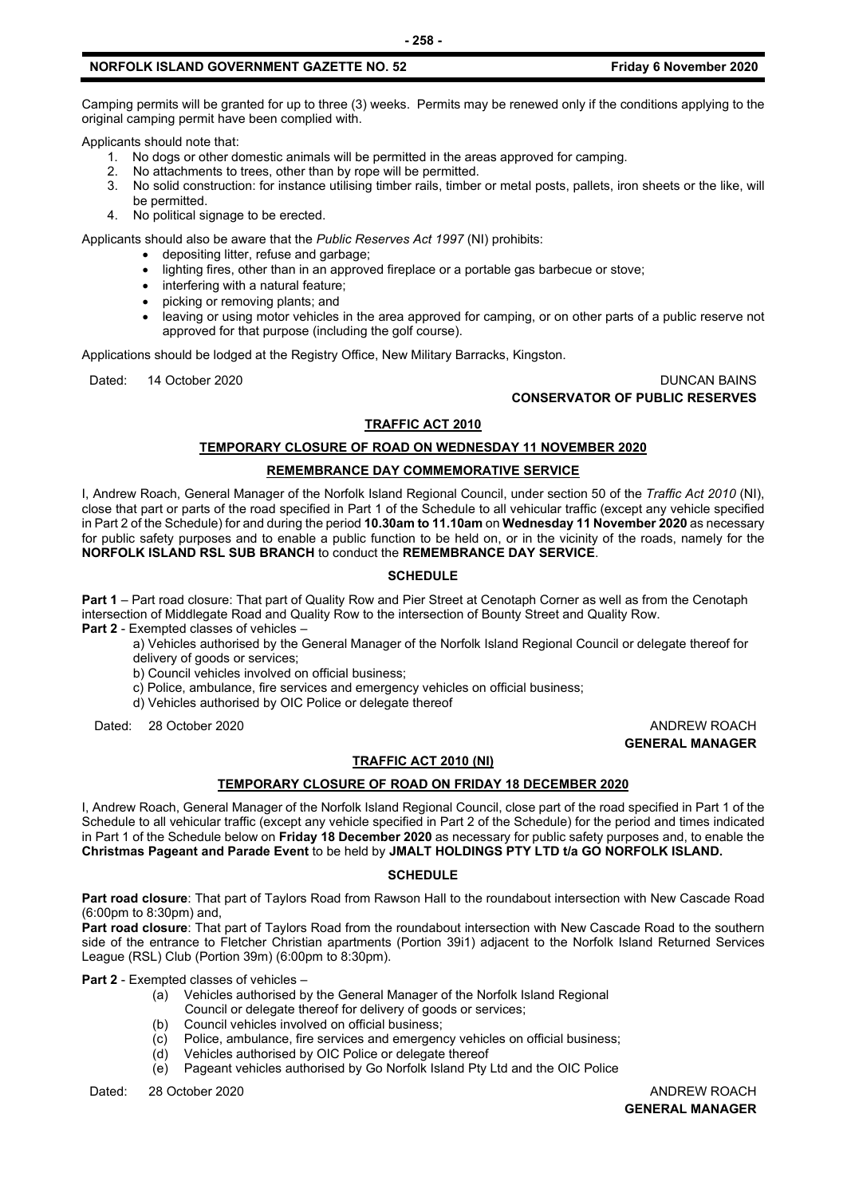Camping permits will be granted for up to three (3) weeks. Permits may be renewed only if the conditions applying to the original camping permit have been complied with.

Applicants should note that:

1. No dogs or other domestic animals will be permitted in the areas approved for camping.
2. No attachments to trees, other than by rope will be permitted.
3. No solid construction: for instance utilising timber rails, timber or metal posts, pallets, iron sheets or the like, will be permitted.
4. No political signage to be erected.

Applicants should also be aware that the *Public Reserves Act 1997* (NI) prohibits:

- depositing litter, refuse and garbage;
- lighting fires, other than in an approved fireplace or a portable gas barbecue or stove;
- interfering with a natural feature;
- picking or removing plants; and
- leaving or using motor vehicles in the area approved for camping, or on other parts of a public reserve not approved for that purpose (including the golf course).

Applications should be lodged at the Registry Office, New Military Barracks, Kingston.

Dated: 14 October 2020

DUNCAN BAINS
**CONSERVATOR OF PUBLIC RESERVES**

## TRAFFIC ACT 2010

### TEMPORARY CLOSURE OF ROAD ON WEDNESDAY 11 NOVEMBER 2020

### REMEMBRANCE DAY COMMEMORATIVE SERVICE

I, Andrew Roach, General Manager of the Norfolk Island Regional Council, under section 50 of the *Traffic Act 2010* (NI), close that part or parts of the road specified in Part 1 of the Schedule to all vehicular traffic (except any vehicle specified in Part 2 of the Schedule) for and during the period **10.30am to 11.10am** on **Wednesday 11 November 2020** as necessary for public safety purposes and to enable a public function to be held on, or in the vicinity of the roads, namely for the **NORFOLK ISLAND RSL SUB BRANCH** to conduct the **REMEMBRANCE DAY SERVICE**.

**SCHEDULE**

**Part 1** – Part road closure: That part of Quality Row and Pier Street at Cenotaph Corner as well as from the Cenotaph intersection of Middlegate Road and Quality Row to the intersection of Bounty Street and Quality Row.

**Part 2** - Exempted classes of vehicles –

a) Vehicles authorised by the General Manager of the Norfolk Island Regional Council or delegate thereof for delivery of goods or services;
b) Council vehicles involved on official business;
c) Police, ambulance, fire services and emergency vehicles on official business;
d) Vehicles authorised by OIC Police or delegate thereof

Dated: 28 October 2020

ANDREW ROACH
**GENERAL MANAGER**

## TRAFFIC ACT 2010 (NI)

### TEMPORARY CLOSURE OF ROAD ON FRIDAY 18 DECEMBER 2020

I, Andrew Roach, General Manager of the Norfolk Island Regional Council, close part of the road specified in Part 1 of the Schedule to all vehicular traffic (except any vehicle specified in Part 2 of the Schedule) for the period and times indicated in Part 1 of the Schedule below on **Friday 18 December 2020** as necessary for public safety purposes and, to enable the **Christmas Pageant and Parade Event** to be held by **JMALT HOLDINGS PTY LTD t/a GO NORFOLK ISLAND.**

**SCHEDULE**

**Part road closure**: That part of Taylors Road from Rawson Hall to the roundabout intersection with New Cascade Road (6:00pm to 8:30pm) and,

**Part road closure**: That part of Taylors Road from the roundabout intersection with New Cascade Road to the southern side of the entrance to Fletcher Christian apartments (Portion 39i1) adjacent to the Norfolk Island Returned Services League (RSL) Club (Portion 39m) (6:00pm to 8:30pm).

**Part 2** - Exempted classes of vehicles –

(a) Vehicles authorised by the General Manager of the Norfolk Island Regional Council or delegate thereof for delivery of goods or services;
(b) Council vehicles involved on official business;
(c) Police, ambulance, fire services and emergency vehicles on official business;
(d) Vehicles authorised by OIC Police or delegate thereof
(e) Pageant vehicles authorised by Go Norfolk Island Pty Ltd and the OIC Police

Dated: 28 October 2020

ANDREW ROACH
**GENERAL MANAGER**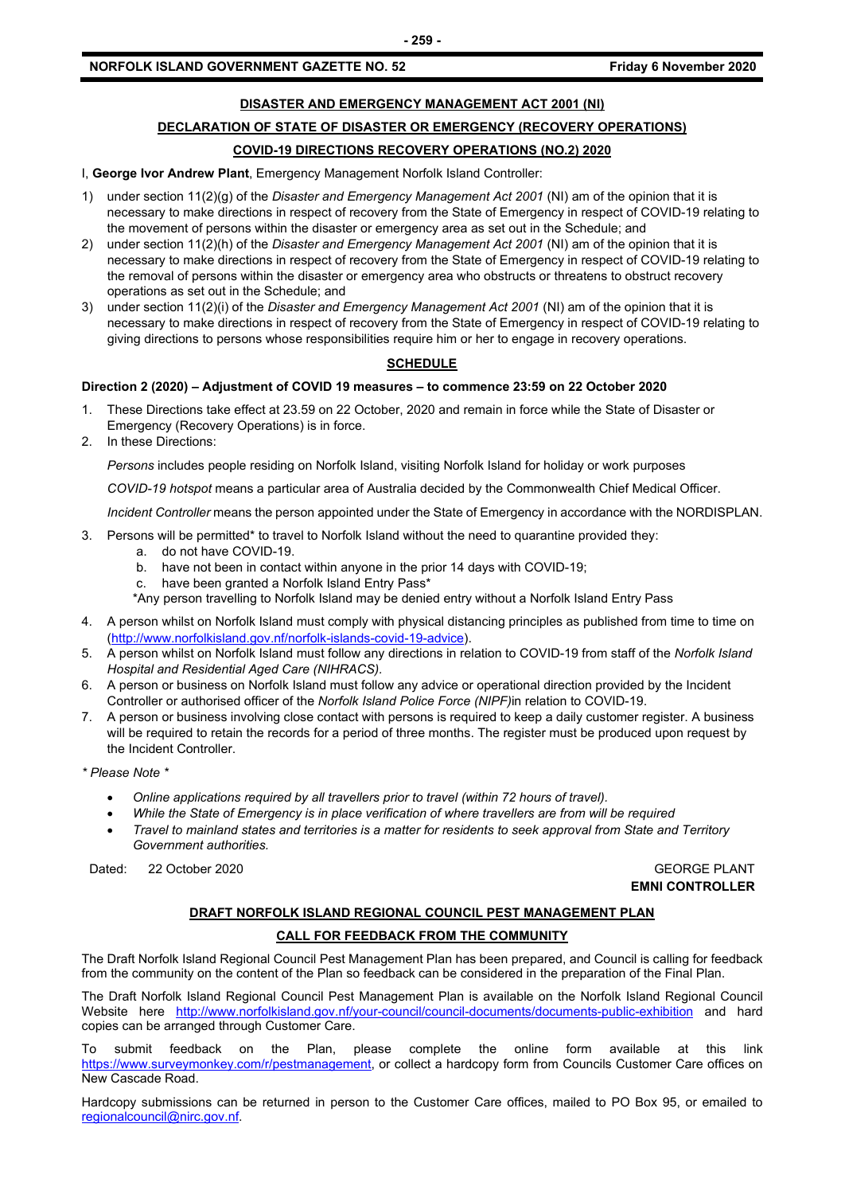## DISASTER AND EMERGENCY MANAGEMENT ACT 2001 (NI)

## DECLARATION OF STATE OF DISASTER OR EMERGENCY (RECOVERY OPERATIONS)

## COVID-19 DIRECTIONS RECOVERY OPERATIONS (NO.2) 2020

I, **George Ivor Andrew Plant**, Emergency Management Norfolk Island Controller:

1) under section 11(2)(g) of the *Disaster and Emergency Management Act 2001* (NI) am of the opinion that it is necessary to make directions in respect of recovery from the State of Emergency in respect of COVID-19 relating to the movement of persons within the disaster or emergency area as set out in the Schedule; and
2) under section 11(2)(h) of the *Disaster and Emergency Management Act 2001* (NI) am of the opinion that it is necessary to make directions in respect of recovery from the State of Emergency in respect of COVID-19 relating to the removal of persons within the disaster or emergency area who obstructs or threatens to obstruct recovery operations as set out in the Schedule; and
3) under section 11(2)(i) of the *Disaster and Emergency Management Act 2001* (NI) am of the opinion that it is necessary to make directions in respect of recovery from the State of Emergency in respect of COVID-19 relating to giving directions to persons whose responsibilities require him or her to engage in recovery operations.

### SCHEDULE

**Direction 2 (2020) – Adjustment of COVID 19 measures – to commence 23:59 on 22 October 2020**

1. These Directions take effect at 23.59 on 22 October, 2020 and remain in force while the State of Disaster or Emergency (Recovery Operations) is in force.
2. In these Directions:

   *Persons* includes people residing on Norfolk Island, visiting Norfolk Island for holiday or work purposes

   *COVID-19 hotspot* means a particular area of Australia decided by the Commonwealth Chief Medical Officer.

   *Incident Controller* means the person appointed under the State of Emergency in accordance with the NORDISPLAN.

3. Persons will be permitted* to travel to Norfolk Island without the need to quarantine provided they:
   a. do not have COVID-19.
   b. have not been in contact within anyone in the prior 14 days with COVID-19;
   c. have been granted a Norfolk Island Entry Pass*

   *Any person travelling to Norfolk Island may be denied entry without a Norfolk Island Entry Pass
4. A person whilst on Norfolk Island must comply with physical distancing principles as published from time to time on (http://www.norfolkisland.gov.nf/norfolk-islands-covid-19-advice).
5. A person whilst on Norfolk Island must follow any directions in relation to COVID-19 from staff of the *Norfolk Island Hospital and Residential Aged Care (NIHRACS).*
6. A person or business on Norfolk Island must follow any advice or operational direction provided by the Incident Controller or authorised officer of the *Norfolk Island Police Force (NIPF)*in relation to COVID-19.
7. A person or business involving close contact with persons is required to keep a daily customer register. A business will be required to retain the records for a period of three months. The register must be produced upon request by the Incident Controller.

*\* Please Note \**

- *Online applications required by all travellers prior to travel (within 72 hours of travel).*
- *While the State of Emergency is in place verification of where travellers are from will be required*
- *Travel to mainland states and territories is a matter for residents to seek approval from State and Territory Government authorities.*

Dated: 22 October 2020

GEORGE PLANT
**EMNI CONTROLLER**

## DRAFT NORFOLK ISLAND REGIONAL COUNCIL PEST MANAGEMENT PLAN

## CALL FOR FEEDBACK FROM THE COMMUNITY

The Draft Norfolk Island Regional Council Pest Management Plan has been prepared, and Council is calling for feedback from the community on the content of the Plan so feedback can be considered in the preparation of the Final Plan.

The Draft Norfolk Island Regional Council Pest Management Plan is available on the Norfolk Island Regional Council Website here http://www.norfolkisland.gov.nf/your-council/council-documents/documents-public-exhibition and hard copies can be arranged through Customer Care.

To submit feedback on the Plan, please complete the online form available at this link https://www.surveymonkey.com/r/pestmanagement, or collect a hardcopy form from Councils Customer Care offices on New Cascade Road.

Hardcopy submissions can be returned in person to the Customer Care offices, mailed to PO Box 95, or emailed to regionalcouncil@nirc.gov.nf.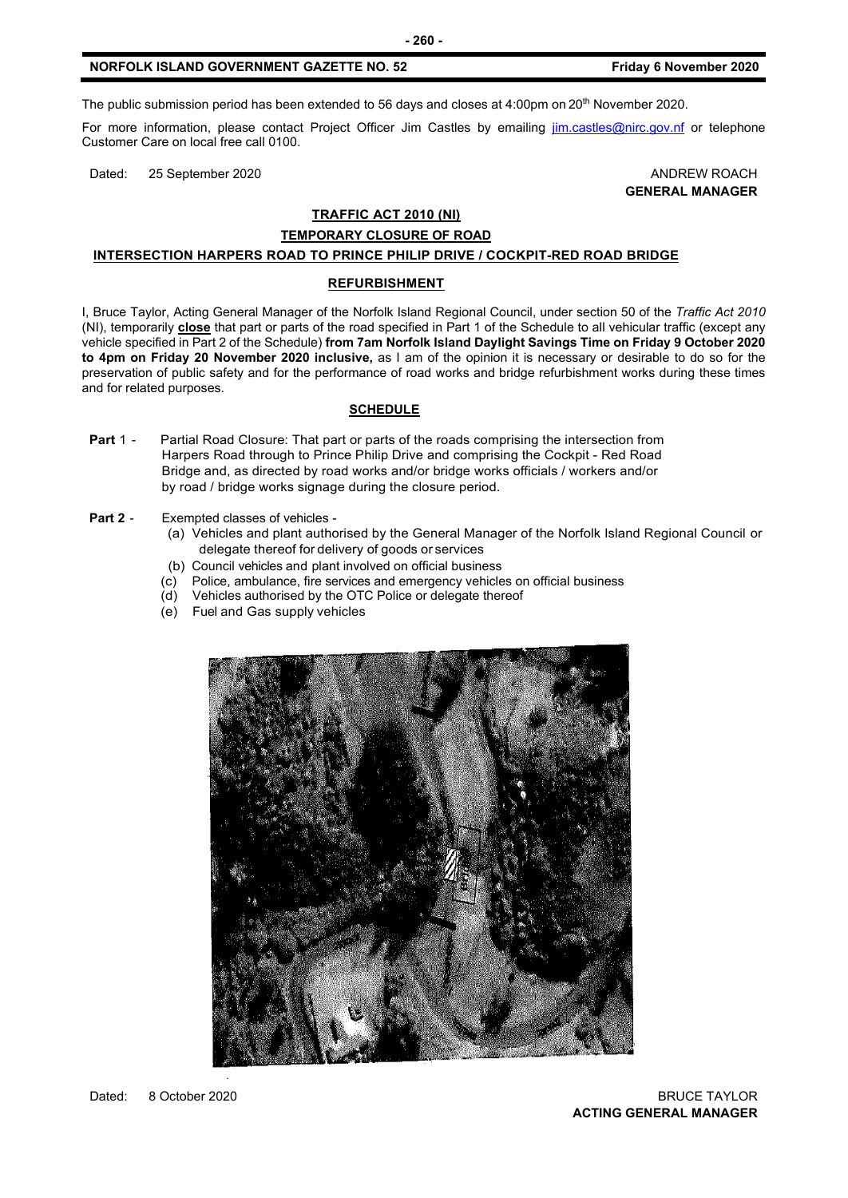The public submission period has been extended to 56 days and closes at 4:00pm on 20th November 2020.

For more information, please contact Project Officer Jim Castles by emailing [jim.castles@nirc.gov.nf](mailto:jim.castles@nirc.gov.nf) or telephone Customer Care on local free call 0100.

Dated: 25 September 2020

ANDREW ROACH
**GENERAL MANAGER**

## TRAFFIC ACT 2010 (NI)

## TEMPORARY CLOSURE OF ROAD

## INTERSECTION HARPERS ROAD TO PRINCE PHILIP DRIVE / COCKPIT-RED ROAD BRIDGE

## REFURBISHMENT

I, Bruce Taylor, Acting General Manager of the Norfolk Island Regional Council, under section 50 of the *Traffic Act 2010* (NI), temporarily **close** that part or parts of the road specified in Part 1 of the Schedule to all vehicular traffic (except any vehicle specified in Part 2 of the Schedule) **from 7am Norfolk Island Daylight Savings Time on Friday 9 October 2020 to 4pm on Friday 20 November 2020 inclusive,** as I am of the opinion it is necessary or desirable to do so for the preservation of public safety and for the performance of road works and bridge refurbishment works during these times and for related purposes.

### SCHEDULE

**Part** 1 - Partial Road Closure: That part or parts of the roads comprising the intersection from Harpers Road through to Prince Philip Drive and comprising the Cockpit - Red Road Bridge and, as directed by road works and/or bridge works officials / workers and/or by road / bridge works signage during the closure period.

**Part 2** - Exempted classes of vehicles -

(a) Vehicles and plant authorised by the General Manager of the Norfolk Island Regional Council or delegate thereof for delivery of goods or services
(b) Council vehicles and plant involved on official business
(c) Police, ambulance, fire services and emergency vehicles on official business
(d) Vehicles authorised by the OTC Police or delegate thereof
(e) Fuel and Gas supply vehicles

Dated: 8 October 2020

BRUCE TAYLOR
**ACTING GENERAL MANAGER**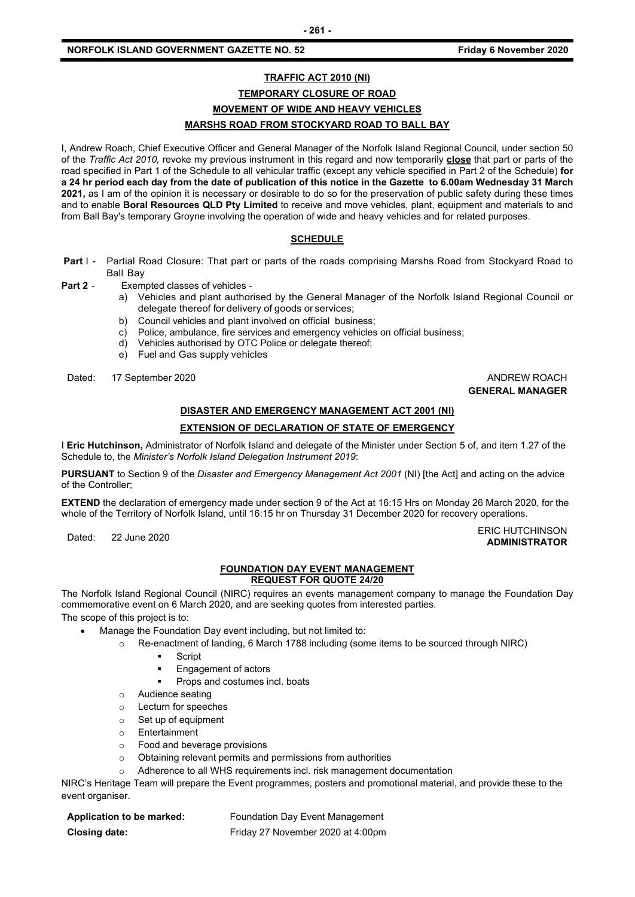## TRAFFIC ACT 2010 (NI)

## TEMPORARY CLOSURE OF ROAD

## MOVEMENT OF WIDE AND HEAVY VEHICLES

## MARSHS ROAD FROM STOCKYARD ROAD TO BALL BAY

I, Andrew Roach, Chief Executive Officer and General Manager of the Norfolk Island Regional Council, under section 50 of the *Traffic Act 2010,* revoke my previous instrument in this regard and now temporarily **close** that part or parts of the road specified in Part 1 of the Schedule to all vehicular traffic (except any vehicle specified in Part 2 of the Schedule) **for a 24 hr period each day from the date of publication of this notice in the Gazette to 6.00am Wednesday 31 March 2021,** as I am of the opinion it is necessary or desirable to do so for the preservation of public safety during these times and to enable **Boral Resources QLD Pty Limited** to receive and move vehicles, plant, equipment and materials to and from Ball Bay's temporary Groyne involving the operation of wide and heavy vehicles and for related purposes.

### SCHEDULE

**Part** I - Partial Road Closure: That part or parts of the roads comprising Marshs Road from Stockyard Road to Ball Bay

**Part 2** - Exempted classes of vehicles -

a) Vehicles and plant authorised by the General Manager of the Norfolk Island Regional Council or delegate thereof for delivery of goods or services;
b) Council vehicles and plant involved on official business;
c) Police, ambulance, fire services and emergency vehicles on official business;
d) Vehicles authorised by OTC Police or delegate thereof;
e) Fuel and Gas supply vehicles

Dated: 17 September 2020

ANDREW ROACH
**GENERAL MANAGER**

## DISASTER AND EMERGENCY MANAGEMENT ACT 2001 (NI)

## EXTENSION OF DECLARATION OF STATE OF EMERGENCY

I **Eric Hutchinson,** Administrator of Norfolk Island and delegate of the Minister under Section 5 of, and item 1.27 of the Schedule to, the *Minister's Norfolk Island Delegation Instrument 2019*:

**PURSUANT** to Section 9 of the *Disaster and Emergency Management Act 2001* (NI) [the Act] and acting on the advice of the Controller;

**EXTEND** the declaration of emergency made under section 9 of the Act at 16:15 Hrs on Monday 26 March 2020, for the whole of the Territory of Norfolk Island, until 16:15 hr on Thursday 31 December 2020 for recovery operations.

Dated: 22 June 2020

ERIC HUTCHINSON
**ADMINISTRATOR**

## FOUNDATION DAY EVENT MANAGEMENT
## REQUEST FOR QUOTE 24/20

The Norfolk Island Regional Council (NIRC) requires an events management company to manage the Foundation Day commemorative event on 6 March 2020, and are seeking quotes from interested parties.

The scope of this project is to:

- Manage the Foundation Day event including, but not limited to:
  - Re-enactment of landing, 6 March 1788 including (some items to be sourced through NIRC)
    - Script
    - Engagement of actors
    - Props and costumes incl. boats
  - Audience seating
  - Lecturn for speeches
  - Set up of equipment
  - Entertainment
  - Food and beverage provisions
  - Obtaining relevant permits and permissions from authorities
  - Adherence to all WHS requirements incl. risk management documentation

NIRC's Heritage Team will prepare the Event programmes, posters and promotional material, and provide these to the event organiser.

**Application to be marked:** Foundation Day Event Management

**Closing date:** Friday 27 November 2020 at 4:00pm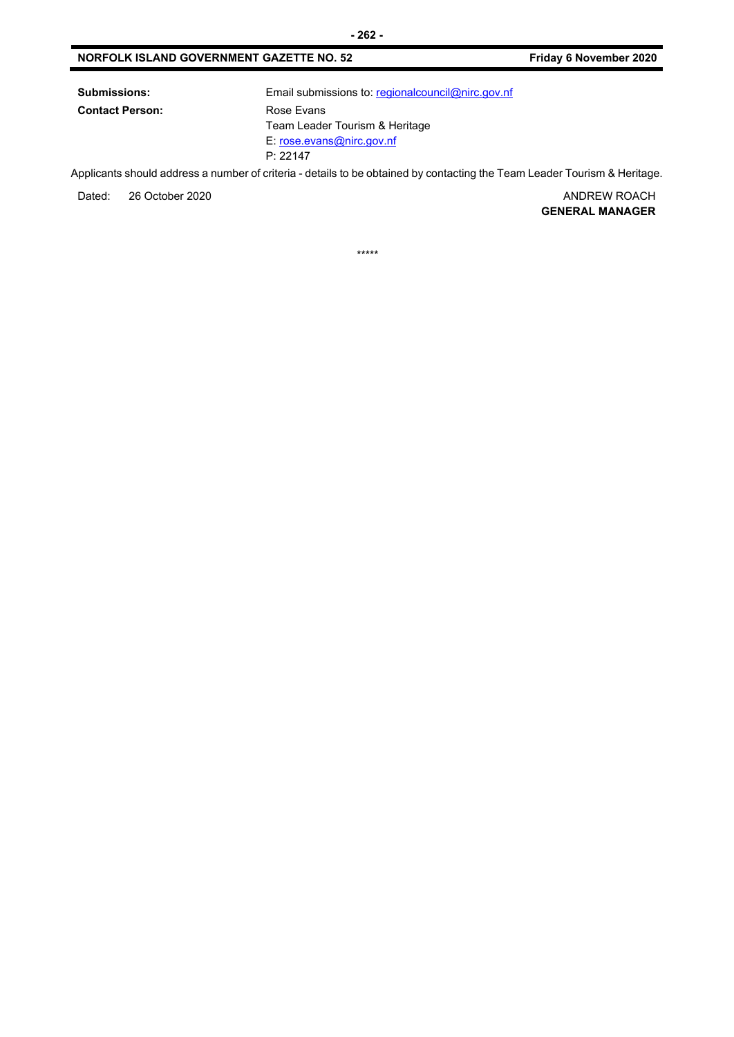**Submissions:** Email submissions to: regionalcouncil@nirc.gov.nf

**Contact Person:** Rose Evans
Team Leader Tourism & Heritage
E: rose.evans@nirc.gov.nf
P: 22147

Applicants should address a number of criteria - details to be obtained by contacting the Team Leader Tourism & Heritage.

Dated: 26 October 2020

ANDREW ROACH
**GENERAL MANAGER**

*****